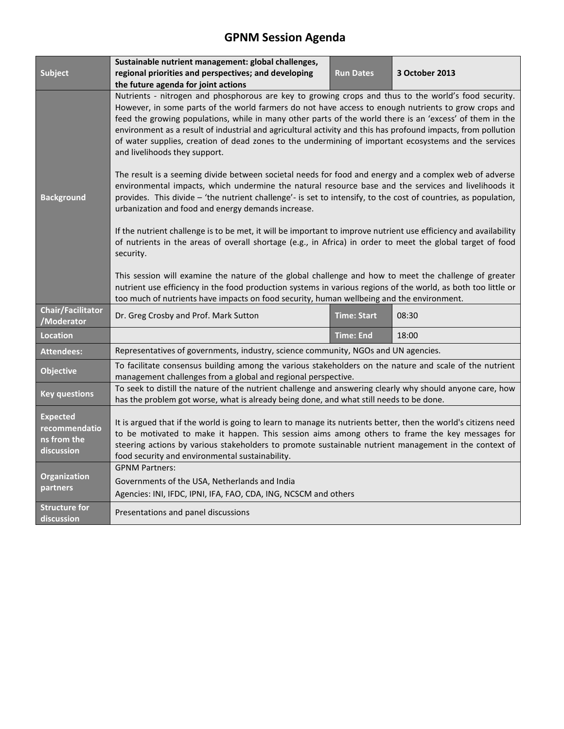# GPNM Session Agenda

| **Subject** | **Sustainable nutrient management: global challenges, regional priorities and perspectives; and developing the future agenda for joint actions** | **Run Dates** | **3 October 2013** |
|---|---|---|---|
| **Background** | Nutrients - nitrogen and phosphorous are key to growing crops and thus to the world's food security. However, in some parts of the world farmers do not have access to enough nutrients to grow crops and feed the growing populations, while in many other parts of the world there is an 'excess' of them in the environment as a result of industrial and agricultural activity and this has profound impacts, from pollution of water supplies, creation of dead zones to the undermining of important ecosystems and the services and livelihoods they support.<br><br>The result is a seeming divide between societal needs for food and energy and a complex web of adverse environmental impacts, which undermine the natural resource base and the services and livelihoods it provides. This divide – 'the nutrient challenge'- is set to intensify, to the cost of countries, as population, urbanization and food and energy demands increase.<br><br>If the nutrient challenge is to be met, it will be important to improve nutrient use efficiency and availability of nutrients in the areas of overall shortage (e.g., in Africa) in order to meet the global target of food security.<br><br>This session will examine the nature of the global challenge and how to meet the challenge of greater nutrient use efficiency in the food production systems in various regions of the world, as both too little or too much of nutrients have impacts on food security, human wellbeing and the environment. | | |
| **Chair/Facilitator /Moderator** | Dr. Greg Crosby and Prof. Mark Sutton | **Time: Start** | 08:30 |
| **Location** | | **Time: End** | 18:00 |
| **Attendees:** | Representatives of governments, industry, science community, NGOs and UN agencies. | | |
| **Objective** | To facilitate consensus building among the various stakeholders on the nature and scale of the nutrient management challenges from a global and regional perspective. | | |
| **Key questions** | To seek to distill the nature of the nutrient challenge and answering clearly why should anyone care, how has the problem got worse, what is already being done, and what still needs to be done. | | |
| **Expected recommendations from the discussion** | It is argued that if the world is going to learn to manage its nutrients better, then the world's citizens need to be motivated to make it happen. This session aims among others to frame the key messages for steering actions by various stakeholders to promote sustainable nutrient management in the context of food security and environmental sustainability. | | |
| **Organization partners** | GPNM Partners:<br>Governments of the USA, Netherlands and India<br>Agencies: INI, IFDC, IPNI, IFA, FAO, CDA, ING, NCSCM and others | | |
| **Structure for discussion** | Presentations and panel discussions | | |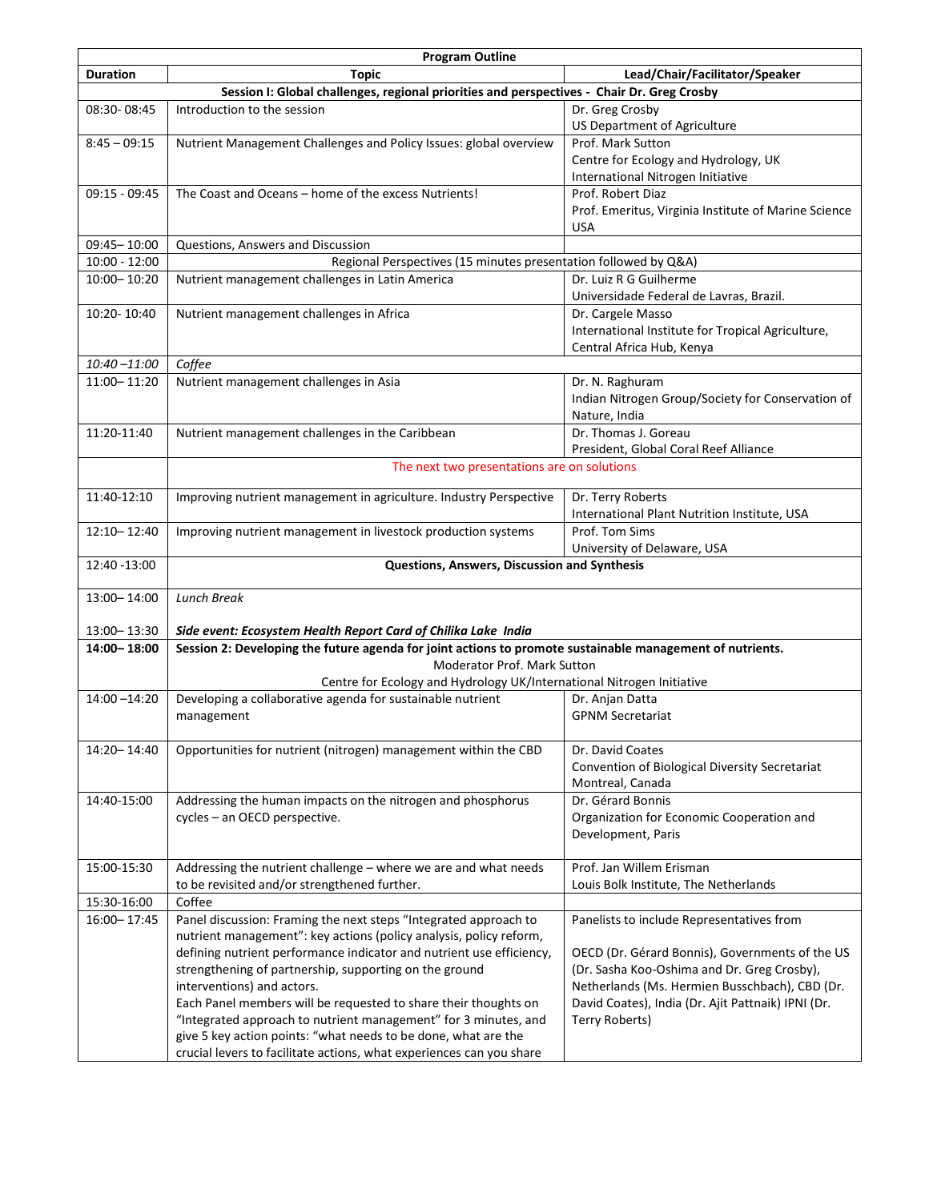| Program Outline | | |
|---|---|---|
| **Duration** | **Topic** | **Lead/Chair/Facilitator/Speaker** |
| | **Session I: Global challenges, regional priorities and perspectives - Chair Dr. Greg Crosby** | |
| 08:30- 08:45 | Introduction to the session | Dr. Greg Crosby<br>US Department of Agriculture |
| 8:45 – 09:15 | Nutrient Management Challenges and Policy Issues: global overview | Prof. Mark Sutton<br>Centre for Ecology and Hydrology, UK<br>International Nitrogen Initiative |
| 09:15 - 09:45 | The Coast and Oceans – home of the excess Nutrients! | Prof. Robert Diaz<br>Prof. Emeritus, Virginia Institute of Marine Science USA |
| 09:45– 10:00 | Questions, Answers and Discussion | |
| 10:00 - 12:00 | Regional Perspectives (15 minutes presentation followed by Q&A) | |
| 10:00– 10:20 | Nutrient management challenges in Latin America | Dr. Luiz R G Guilherme<br>Universidade Federal de Lavras, Brazil. |
| 10:20- 10:40 | Nutrient management challenges in Africa | Dr. Cargele Masso<br>International Institute for Tropical Agriculture, Central Africa Hub, Kenya |
| *10:40 –11:00* | *Coffee* | |
| 11:00– 11:20 | Nutrient management challenges in Asia | Dr. N. Raghuram<br>Indian Nitrogen Group/Society for Conservation of Nature, India |
| 11:20-11:40 | Nutrient management challenges in the Caribbean | Dr. Thomas J. Goreau<br>President, Global Coral Reef Alliance |
| | The next two presentations are on solutions | |
| 11:40-12:10 | Improving nutrient management in agriculture. Industry Perspective | Dr. Terry Roberts<br>International Plant Nutrition Institute, USA |
| 12:10– 12:40 | Improving nutrient management in livestock production systems | Prof. Tom Sims<br>University of Delaware, USA |
| 12:40 -13:00 | **Questions, Answers, Discussion and Synthesis** | |
| 13:00– 14:00<br><br>13:00– 13:30 | *Lunch Break*<br><br>***Side event: Ecosystem Health Report Card of Chilika Lake India*** | |
| **14:00– 18:00** | **Session 2: Developing the future agenda for joint actions to promote sustainable management of nutrients.**<br>Moderator Prof. Mark Sutton<br>Centre for Ecology and Hydrology UK/International Nitrogen Initiative | |
| 14:00 –14:20 | Developing a collaborative agenda for sustainable nutrient management | Dr. Anjan Datta<br>GPNM Secretariat |
| 14:20– 14:40 | Opportunities for nutrient (nitrogen) management within the CBD | Dr. David Coates<br>Convention of Biological Diversity Secretariat Montreal, Canada |
| 14:40-15:00 | Addressing the human impacts on the nitrogen and phosphorus cycles – an OECD perspective. | Dr. Gérard Bonnis<br>Organization for Economic Cooperation and Development, Paris |
| 15:00-15:30 | Addressing the nutrient challenge – where we are and what needs to be revisited and/or strengthened further. | Prof. Jan Willem Erisman<br>Louis Bolk Institute, The Netherlands |
| 15:30-16:00 | Coffee | |
| 16:00– 17:45 | Panel discussion: Framing the next steps "Integrated approach to nutrient management": key actions (policy analysis, policy reform, defining nutrient performance indicator and nutrient use efficiency, strengthening of partnership, supporting on the ground interventions) and actors.<br>Each Panel members will be requested to share their thoughts on "Integrated approach to nutrient management" for 3 minutes, and give 5 key action points: "what needs to be done, what are the crucial levers to facilitate actions, what experiences can you share | Panelists to include Representatives from<br><br>OECD (Dr. Gérard Bonnis), Governments of the US (Dr. Sasha Koo-Oshima and Dr. Greg Crosby), Netherlands (Ms. Hermien Busschbach), CBD (Dr. David Coates), India (Dr. Ajit Pattnaik) IPNI (Dr. Terry Roberts) |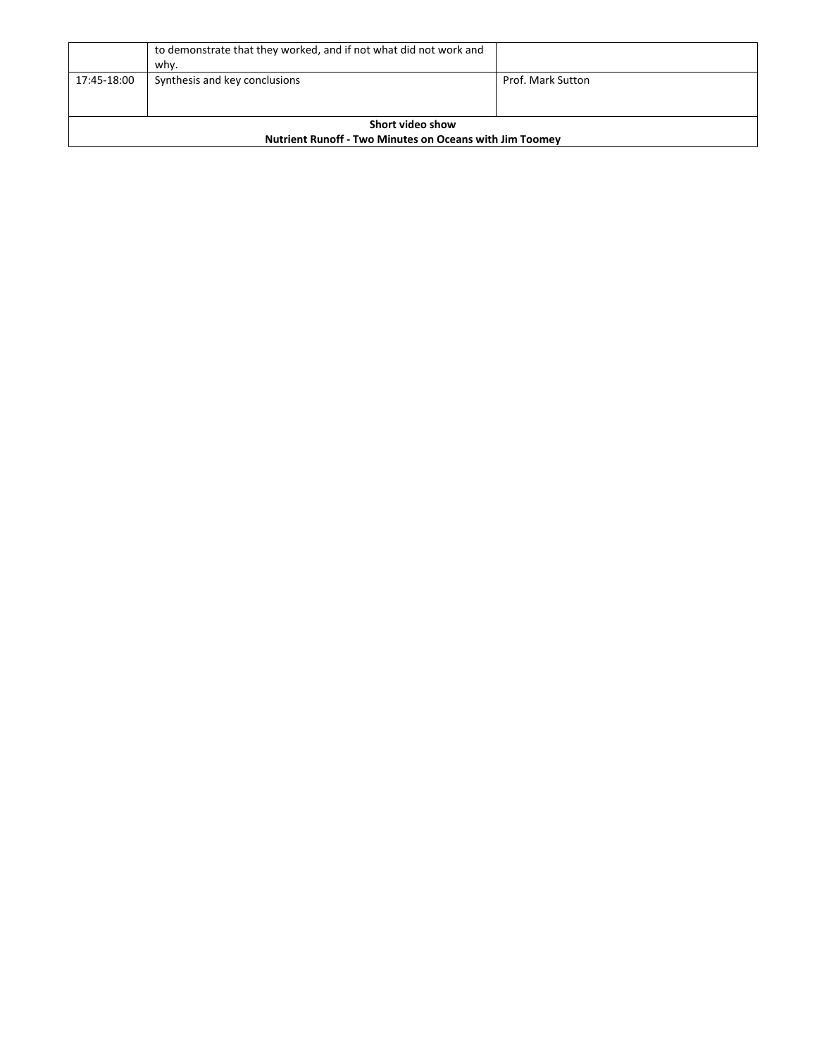| | | |
|---|---|---|
| | to demonstrate that they worked, and if not what did not work and why. | |
| 17:45-18:00 | Synthesis and key conclusions | Prof. Mark Sutton |
| **Short video show**<br>**Nutrient Runoff - Two Minutes on Oceans with Jim Toomey** | | |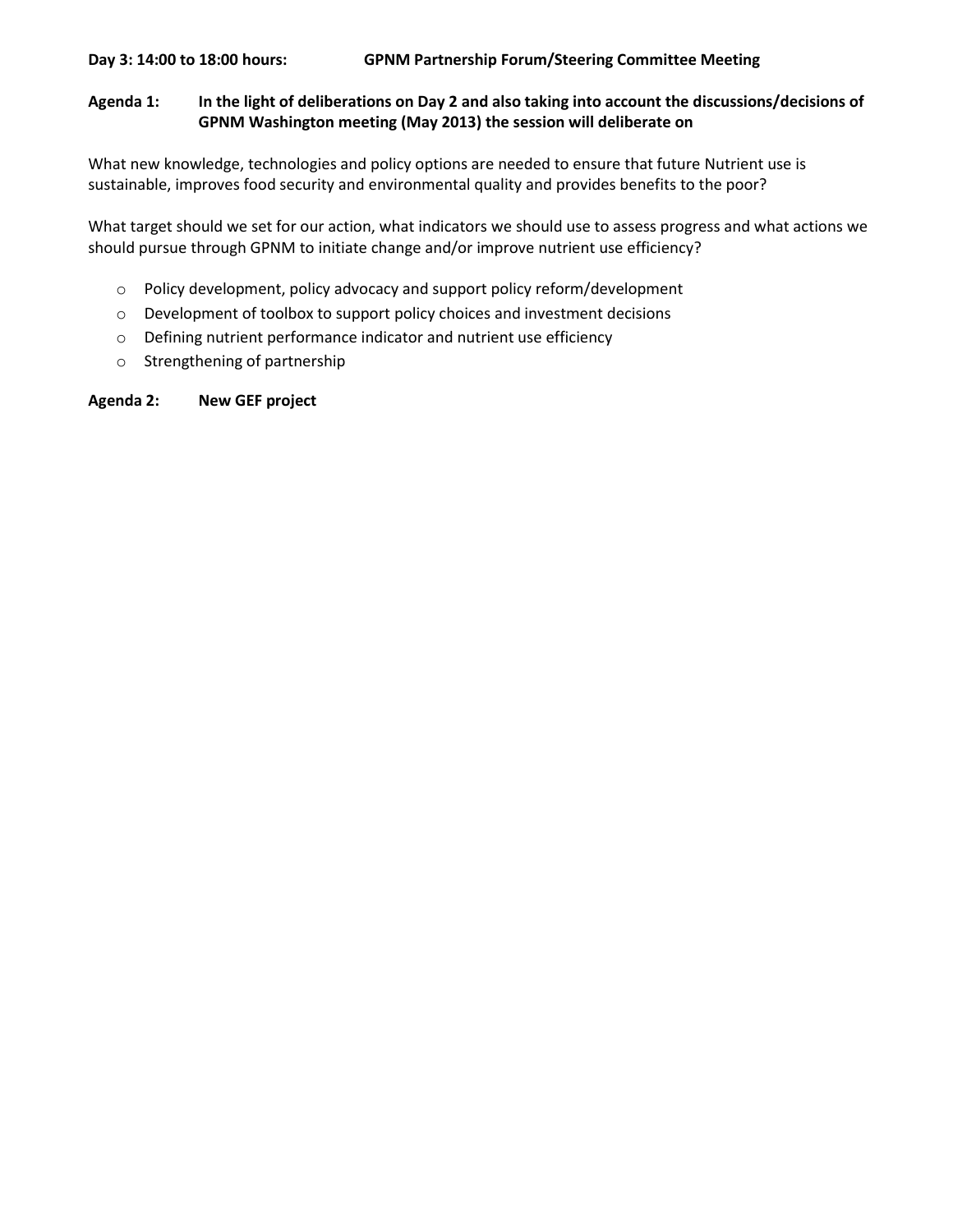**Day 3: 14:00 to 18:00 hours: GPNM Partnership Forum/Steering Committee Meeting**

**Agenda 1: In the light of deliberations on Day 2 and also taking into account the discussions/decisions of GPNM Washington meeting (May 2013) the session will deliberate on**

What new knowledge, technologies and policy options are needed to ensure that future Nutrient use is sustainable, improves food security and environmental quality and provides benefits to the poor?

What target should we set for our action, what indicators we should use to assess progress and what actions we should pursue through GPNM to initiate change and/or improve nutrient use efficiency?

- Policy development, policy advocacy and support policy reform/development
- Development of toolbox to support policy choices and investment decisions
- Defining nutrient performance indicator and nutrient use efficiency
- Strengthening of partnership

**Agenda 2: New GEF project**